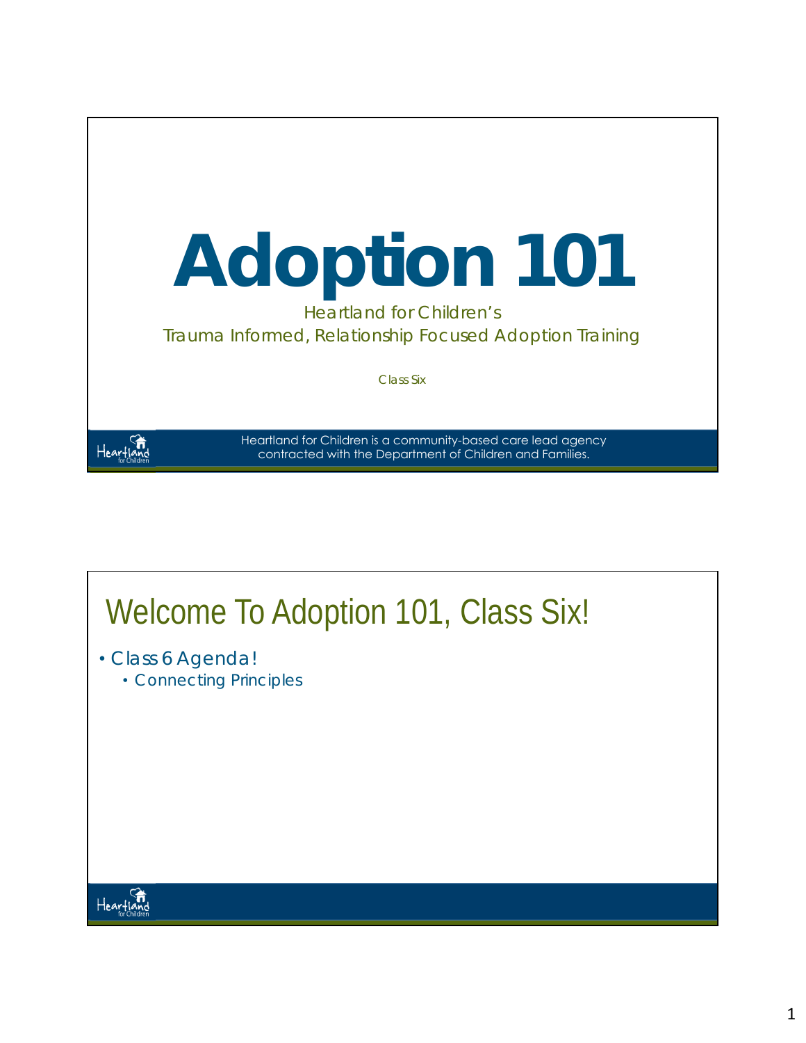# Adoption 101

Heartland for Children's

Trauma Informed, Relationship Focused Adoption Training

Class Six

Heartland for Children is a community-based care lead agency contracted with the Department of Children and Families.

## Welcome To Adoption 101, Class Six!

- Class 6 Agenda!
  - Connecting Principles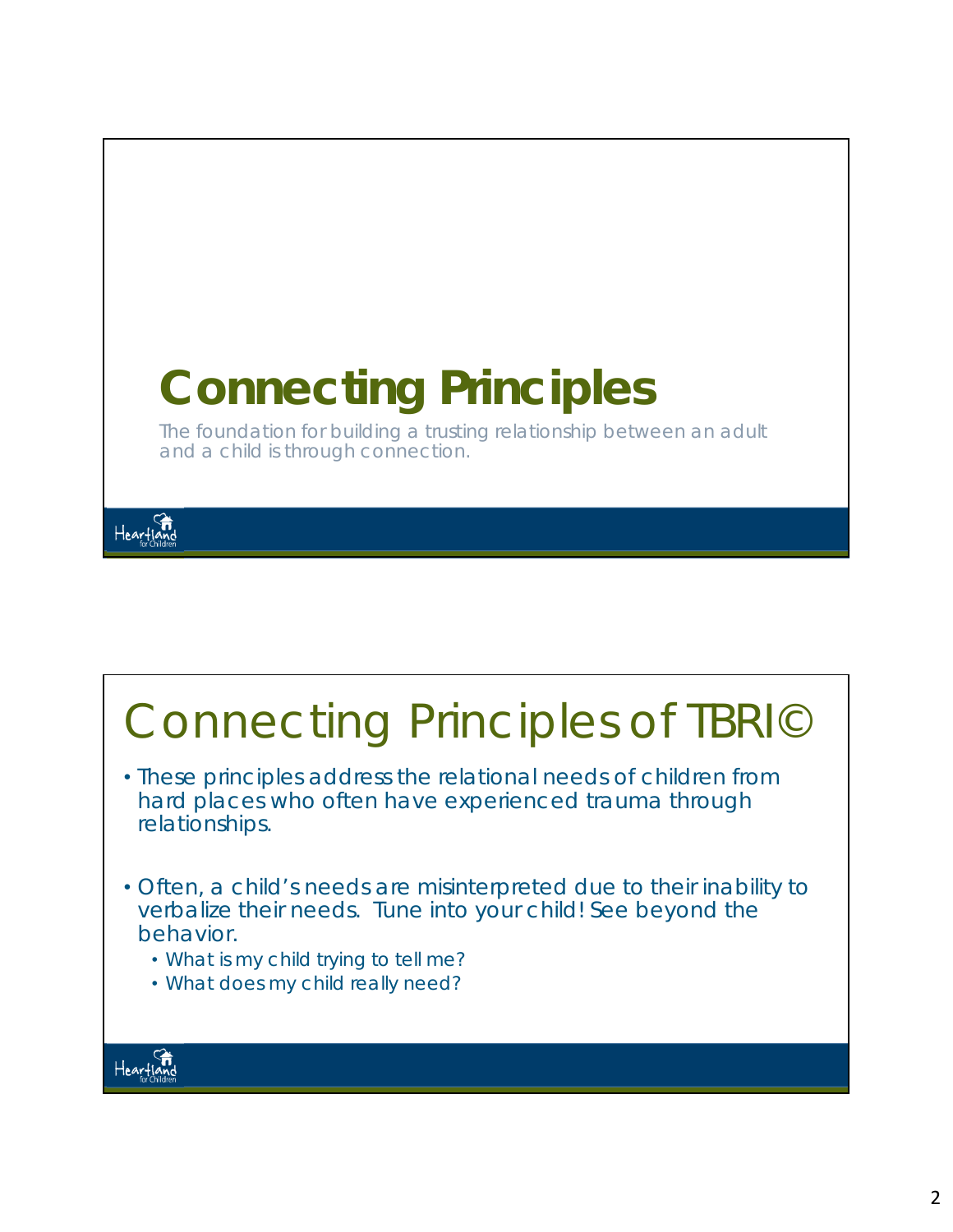# Connecting Principles

The foundation for building a trusting relationship between an adult and a child is through connection.

# Connecting Principles of TBRI©

- These principles address the relational needs of children from hard places who often have experienced trauma through relationships.
- Often, a child's needs are misinterpreted due to their inability to verbalize their needs. Tune into your child! See beyond the behavior.
  - What is my child trying to tell me?
  - What does my child really need?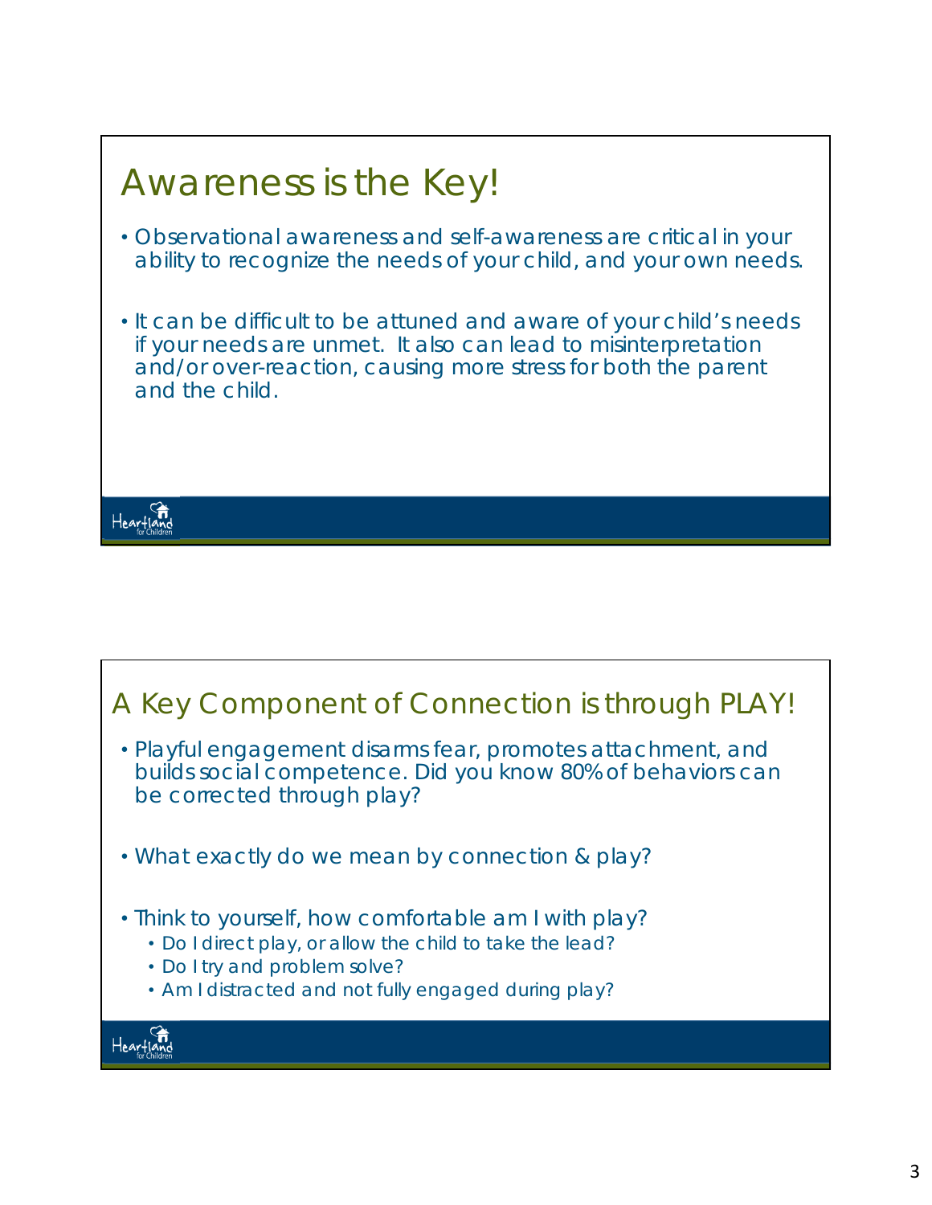## Awareness is the Key!

- Observational awareness and self-awareness are critical in your ability to recognize the needs of your child, and your own needs.
- It can be difficult to be attuned and aware of your child's needs if your needs are unmet. It also can lead to misinterpretation and/or over-reaction, causing more stress for both the parent and the child.

## A Key Component of Connection is through PLAY!

- Playful engagement disarms fear, promotes attachment, and builds social competence. Did you know 80% of behaviors can be corrected through play?
- What exactly do we mean by connection & play?
- Think to yourself, how comfortable am I with play?
  - Do I direct play, or allow the child to take the lead?
  - Do I try and problem solve?
  - Am I distracted and not fully engaged during play?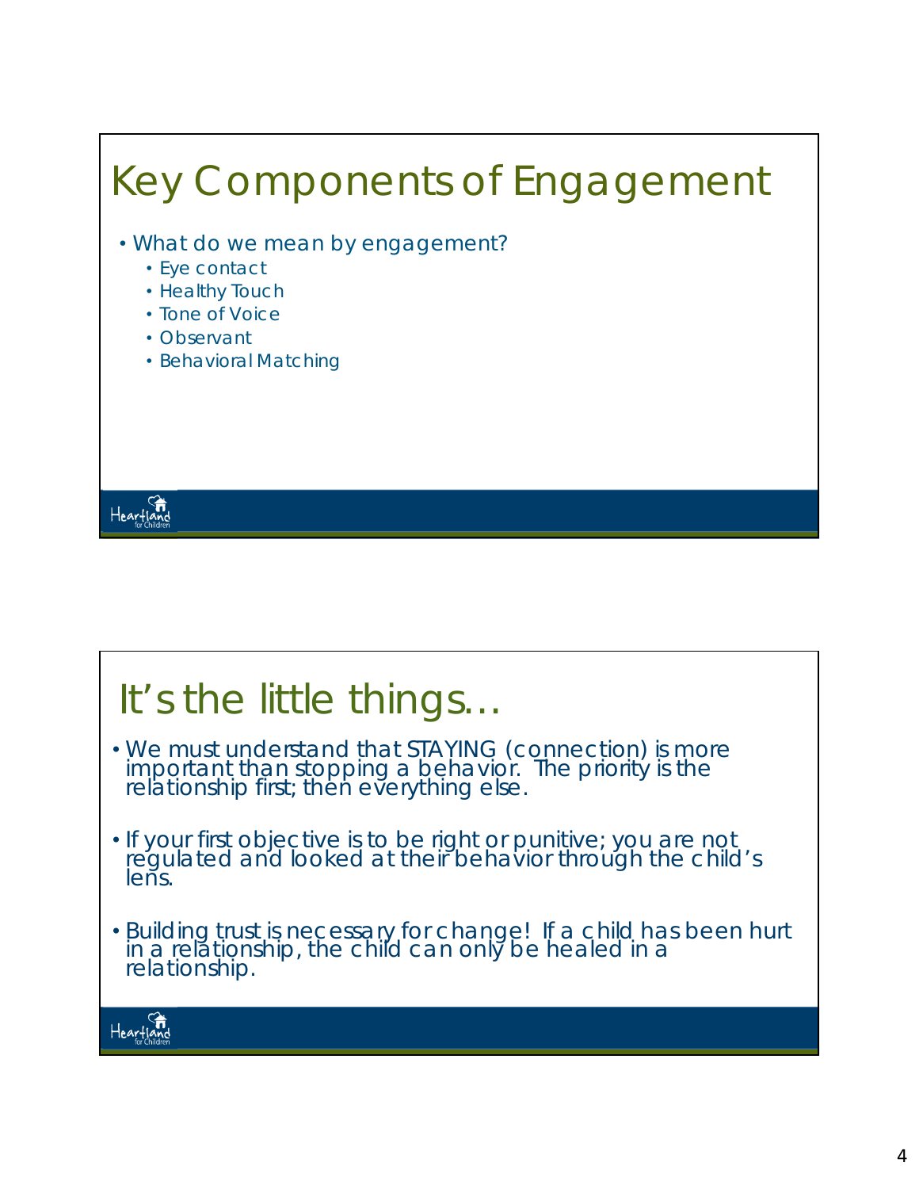# Key Components of Engagement

- What do we mean by engagement?
  - Eye contact
  - Healthy Touch
  - Tone of Voice
  - Observant
  - Behavioral Matching

# It's the little things…

- We must understand that STAYING (connection) is more important than stopping a behavior. The priority is the relationship first; then everything else.
- If your first objective is to be right or punitive; you are not regulated and looked at their behavior through the child's lens.
- Building trust is necessary for change! If a child has been hurt in a relationship, the child can only be healed in a relationship.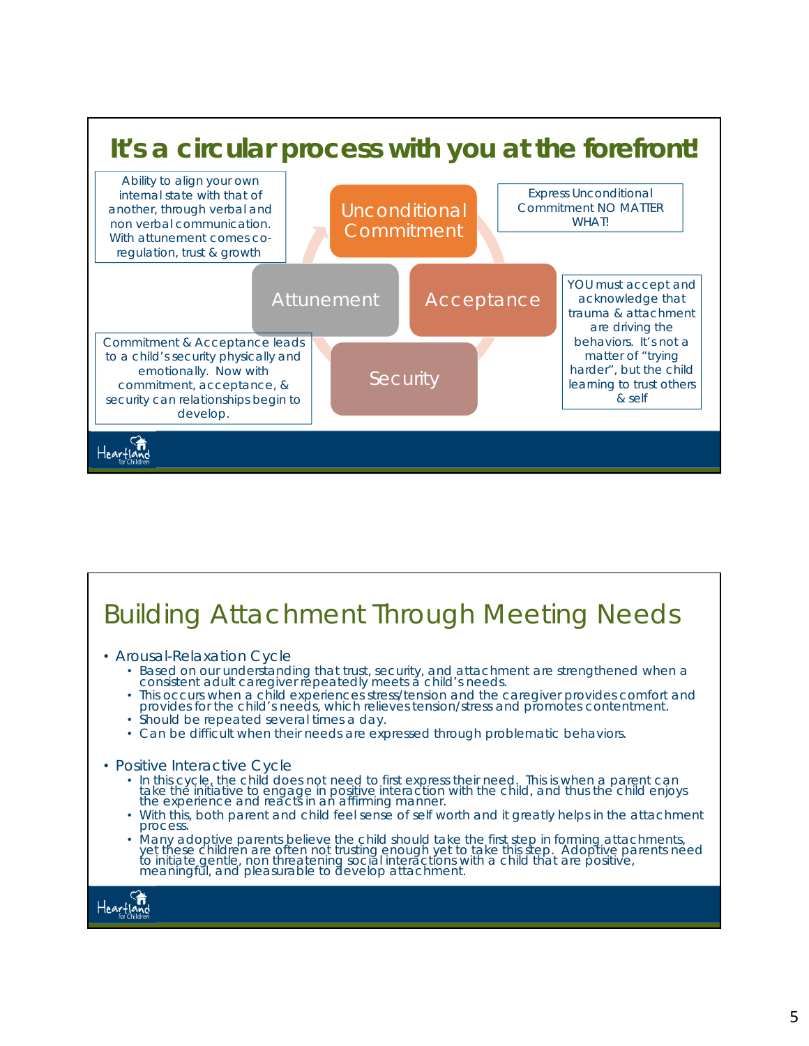# It's a circular process with you at the forefront!

Ability to align your own internal state with that of another, through verbal and non verbal communication. With attunement comes co-regulation, trust & growth

Unconditional Commitment

Express Unconditional Commitment NO MATTER WHAT!

Attunement

Acceptance

YOU must accept and acknowledge that trauma & attachment are driving the behaviors. It's not a matter of "trying harder", but the child learning to trust others & self

Commitment & Acceptance leads to a child's security physically and emotionally. Now with commitment, acceptance, & security can relationships begin to develop.

Security

# Building Attachment Through Meeting Needs

- Arousal-Relaxation Cycle
  - Based on our understanding that trust, security, and attachment are strengthened when a consistent adult caregiver repeatedly meets a child's needs.
  - This occurs when a child experiences stress/tension and the caregiver provides comfort and provides for the child's needs, which relieves tension/stress and promotes contentment.
  - Should be repeated several times a day.
  - Can be difficult when their needs are expressed through problematic behaviors.

- Positive Interactive Cycle
  - In this cycle, the child does not need to first express their need. This is when a parent can take the initiative to engage in positive interaction with the child, and thus the child enjoys the experience and reacts in an affirming manner.
  - With this, both parent and child feel sense of self worth and it greatly helps in the attachment process.
  - Many adoptive parents believe the child should take the first step in forming attachments, yet these children are often not trusting enough yet to take this step. Adoptive parents need to initiate gentle, non threatening social interactions with a child that are positive, meaningful, and pleasurable to develop attachment.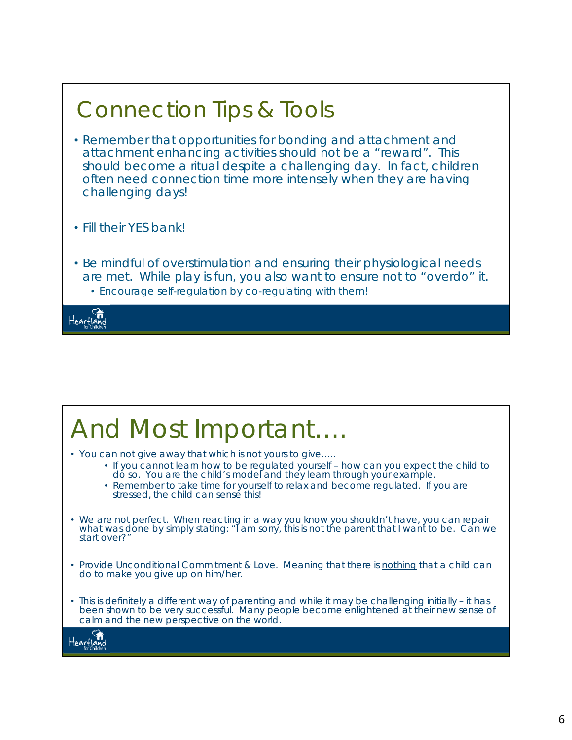## Connection Tips & Tools

- Remember that opportunities for bonding and attachment and attachment enhancing activities should not be a "reward". This should become a ritual despite a challenging day. In fact, children often need connection time more intensely when they are having challenging days!
- Fill their YES bank!
- Be mindful of overstimulation and ensuring their physiological needs are met. While play is fun, you also want to ensure not to "overdo" it.
  - Encourage self-regulation by co-regulating with them!

## And Most Important….

- You can not give away that which is not yours to give…..
  - If you cannot learn how to be regulated yourself – how can you expect the child to do so. You are the child's model and they learn through your example.
  - Remember to take time for yourself to relax and become regulated. If you are stressed, the child can sense this!
- We are not perfect. When reacting in a way you know you shouldn't have, you can repair what was done by simply stating: "I am sorry, this is not the parent that I want to be. Can we start over?"
- Provide Unconditional Commitment & Love. Meaning that there is <u>nothing</u> that a child can do to make you give up on him/her.
- This is definitely a different way of parenting and while it may be challenging initially – it has been shown to be very successful. Many people become enlightened at their new sense of calm and the new perspective on the world.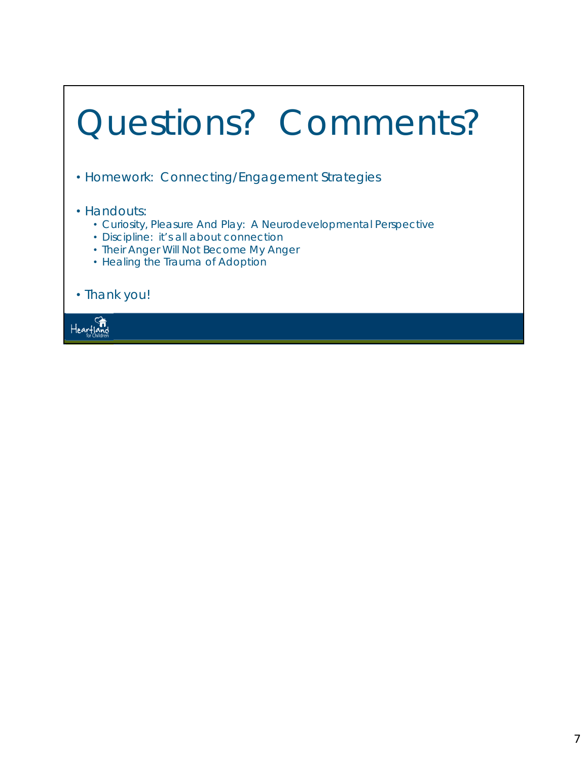# Questions? Comments?

- Homework: Connecting/Engagement Strategies
- Handouts:
  - Curiosity, Pleasure And Play: A Neurodevelopmental Perspective
  - Discipline: it's all about connection
  - Their Anger Will Not Become My Anger
  - Healing the Trauma of Adoption
- Thank you!

Heartland for Children